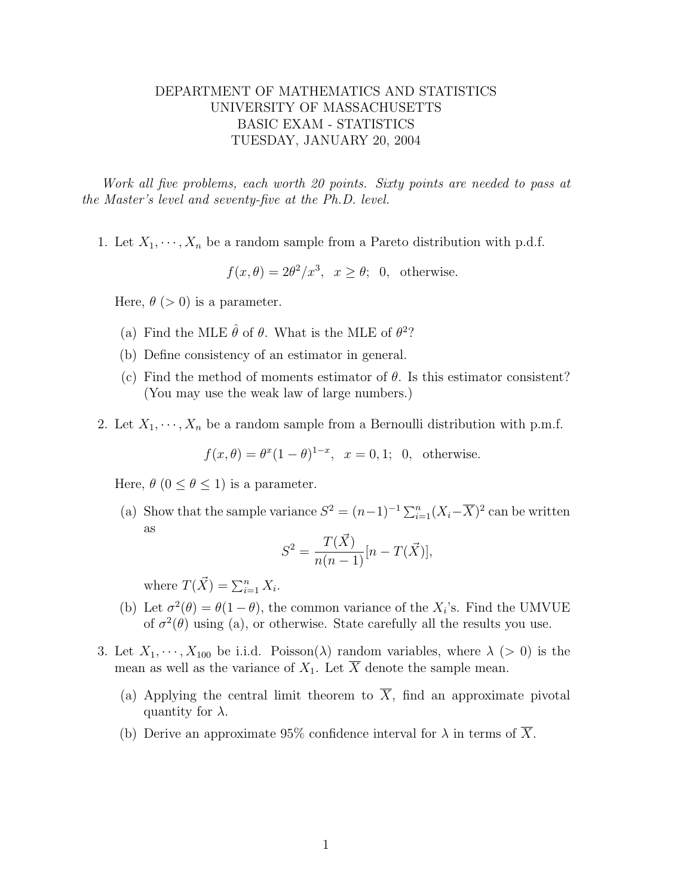# DEPARTMENT OF MATHEMATICS AND STATISTICS
# UNIVERSITY OF MASSACHUSETTS
# BASIC EXAM - STATISTICS
# TUESDAY, JANUARY 20, 2004

*Work all five problems, each worth 20 points. Sixty points are needed to pass at the Master's level and seventy-five at the Ph.D. level.*

1. Let $X_1, \cdots, X_n$ be a random sample from a Pareto distribution with p.d.f.

$$f(x, \theta) = 2\theta^2/x^3, \quad x \geq \theta; \quad 0, \quad \text{otherwise.}$$

   Here, $\theta$ ($> 0$) is a parameter.

   (a) Find the MLE $\hat{\theta}$ of $\theta$. What is the MLE of $\theta^2$?

   (b) Define consistency of an estimator in general.

   (c) Find the method of moments estimator of $\theta$. Is this estimator consistent? (You may use the weak law of large numbers.)

2. Let $X_1, \cdots, X_n$ be a random sample from a Bernoulli distribution with p.m.f.

$$f(x, \theta) = \theta^x (1 - \theta)^{1-x}, \quad x = 0, 1; \quad 0, \quad \text{otherwise.}$$

   Here, $\theta$ ($0 \leq \theta \leq 1$) is a parameter.

   (a) Show that the sample variance $S^2 = (n-1)^{-1} \sum_{i=1}^{n} (X_i - \overline{X})^2$ can be written as

$$S^2 = \frac{T(\vec{X})}{n(n-1)} [n - T(\vec{X})],$$

   where $T(\vec{X}) = \sum_{i=1}^{n} X_i$.

   (b) Let $\sigma^2(\theta) = \theta(1 - \theta)$, the common variance of the $X_i$'s. Find the UMVUE of $\sigma^2(\theta)$ using (a), or otherwise. State carefully all the results you use.

3. Let $X_1, \cdots, X_{100}$ be i.i.d. Poisson($\lambda$) random variables, where $\lambda$ ($> 0$) is the mean as well as the variance of $X_1$. Let $\overline{X}$ denote the sample mean.

   (a) Applying the central limit theorem to $\overline{X}$, find an approximate pivotal quantity for $\lambda$.

   (b) Derive an approximate 95% confidence interval for $\lambda$ in terms of $\overline{X}$.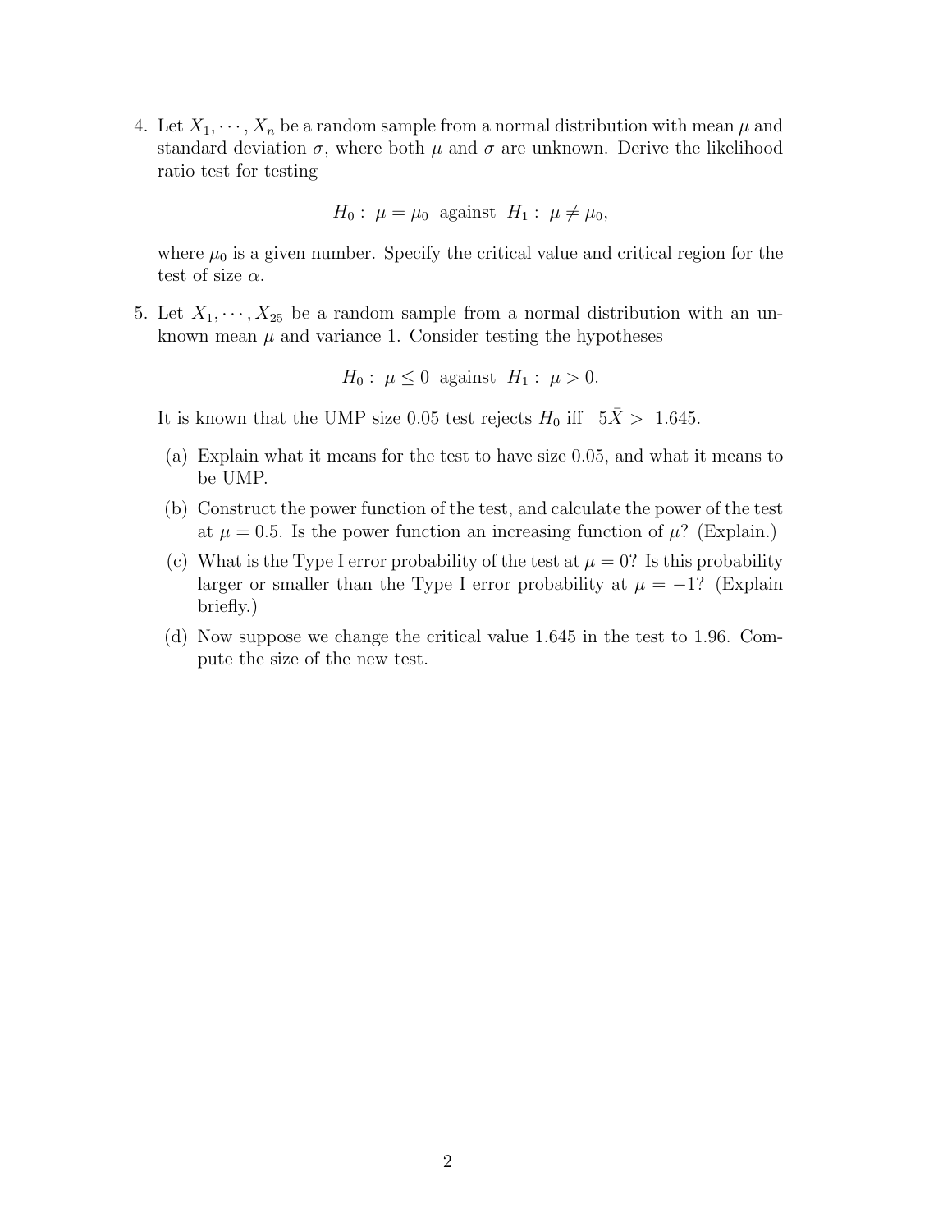4. Let $X_1, \cdots, X_n$ be a random sample from a normal distribution with mean $\mu$ and standard deviation $\sigma$, where both $\mu$ and $\sigma$ are unknown. Derive the likelihood ratio test for testing

$$H_0: \ \mu = \mu_0 \ \text{ against } \ H_1: \ \mu \neq \mu_0,$$

where $\mu_0$ is a given number. Specify the critical value and critical region for the test of size $\alpha$.

5. Let $X_1, \cdots, X_{25}$ be a random sample from a normal distribution with an unknown mean $\mu$ and variance 1. Consider testing the hypotheses

$$H_0: \ \mu \leq 0 \ \text{ against } \ H_1: \ \mu > 0.$$

It is known that the UMP size 0.05 test rejects $H_0$ iff $\ 5\bar{X} > \ 1.645$.

   (a) Explain what it means for the test to have size 0.05, and what it means to be UMP.

   (b) Construct the power function of the test, and calculate the power of the test at $\mu = 0.5$. Is the power function an increasing function of $\mu$? (Explain.)

   (c) What is the Type I error probability of the test at $\mu = 0$? Is this probability larger or smaller than the Type I error probability at $\mu = -1$? (Explain briefly.)

   (d) Now suppose we change the critical value 1.645 in the test to 1.96. Compute the size of the new test.